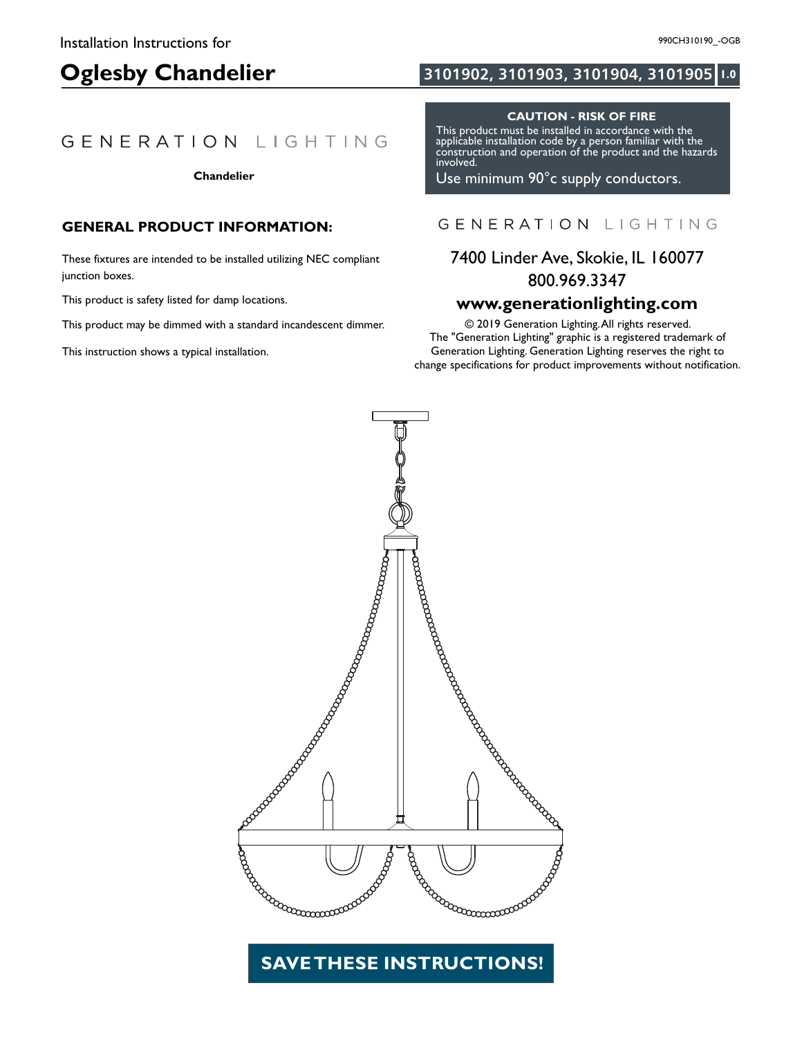Installation Instructions for

990CH310190_-OGB

# Oglesby Chandelier

**3101902, 3101903, 3101904, 3101905** 1.0

GENERATION LIGHTING

**Chandelier**

**CAUTION - RISK OF FIRE**

This product must be installed in accordance with the applicable installation code by a person familiar with the construction and operation of the product and the hazards involved.

Use minimum 90°c supply conductors.

## GENERAL PRODUCT INFORMATION:

These fixtures are intended to be installed utilizing NEC compliant junction boxes.

This product is safety listed for damp locations.

This product may be dimmed with a standard incandescent dimmer.

This instruction shows a typical installation.

GENERATION LIGHTING

7400 Linder Ave, Skokie, IL 160077

800.969.3347

**www.generationlighting.com**

© 2019 Generation Lighting. All rights reserved.
The "Generation Lighting" graphic is a registered trademark of Generation Lighting. Generation Lighting reserves the right to change specifications for product improvements without notification.

**SAVE THESE INSTRUCTIONS!**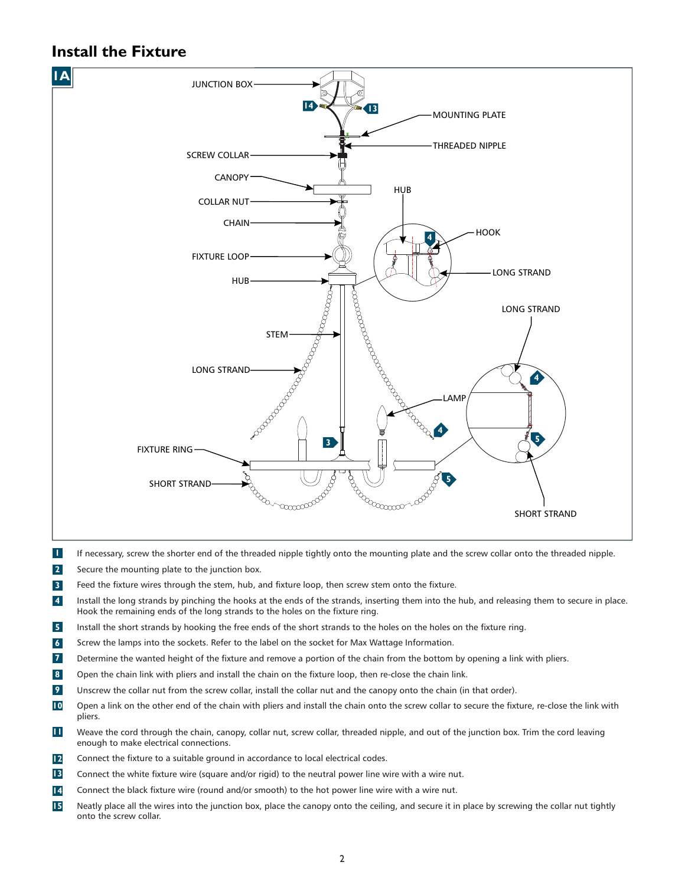## Install the Fixture

1A

JUNCTION BOX
MOUNTING PLATE
THREADED NIPPLE
SCREW COLLAR
CANOPY
HUB
COLLAR NUT
HOOK
CHAIN
FIXTURE LOOP
LONG STRAND
HUB
LONG STRAND
STEM
LONG STRAND
LAMP
FIXTURE RING
SHORT STRAND
SHORT STRAND

1. If necessary, screw the shorter end of the threaded nipple tightly onto the mounting plate and the screw collar onto the threaded nipple.
2. Secure the mounting plate to the junction box.
3. Feed the fixture wires through the stem, hub, and fixture loop, then screw stem onto the fixture.
4. Install the long strands by pinching the hooks at the ends of the strands, inserting them into the hub, and releasing them to secure in place. Hook the remaining ends of the long strands to the holes on the fixture ring.
5. Install the short strands by hooking the free ends of the short strands to the holes on the holes on the fixture ring.
6. Screw the lamps into the sockets. Refer to the label on the socket for Max Wattage Information.
7. Determine the wanted height of the fixture and remove a portion of the chain from the bottom by opening a link with pliers.
8. Open the chain link with pliers and install the chain on the fixture loop, then re-close the chain link.
9. Unscrew the collar nut from the screw collar, install the collar nut and the canopy onto the chain (in that order).
10. Open a link on the other end of the chain with pliers and install the chain onto the screw collar to secure the fixture, re-close the link with pliers.
11. Weave the cord through the chain, canopy, collar nut, screw collar, threaded nipple, and out of the junction box. Trim the cord leaving enough to make electrical connections.
12. Connect the fixture to a suitable ground in accordance to local electrical codes.
13. Connect the white fixture wire (square and/or rigid) to the neutral power line wire with a wire nut.
14. Connect the black fixture wire (round and/or smooth) to the hot power line wire with a wire nut.
15. Neatly place all the wires into the junction box, place the canopy onto the ceiling, and secure it in place by screwing the collar nut tightly onto the screw collar.